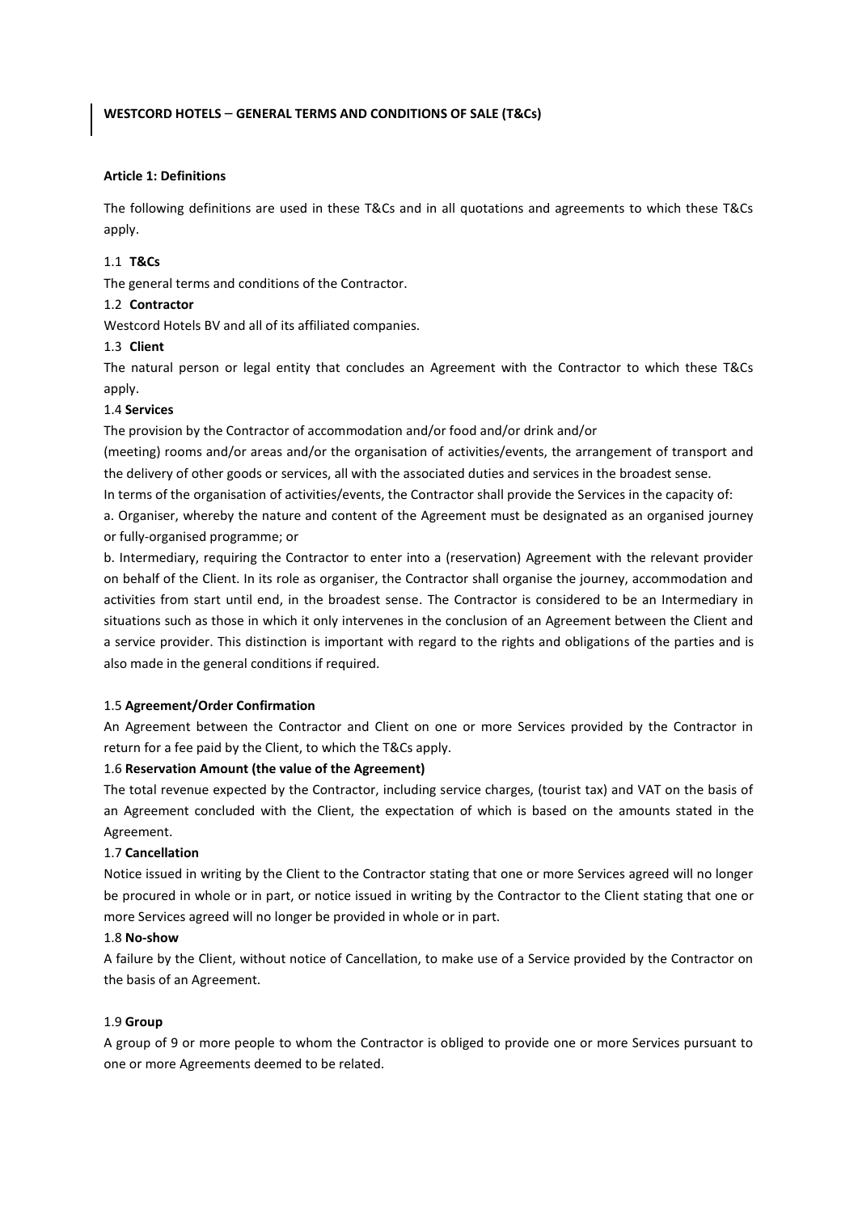**WESTCORD HOTELS – GENERAL TERMS AND CONDITIONS OF SALE (T&Cs)**

### Article 1: Definitions

The following definitions are used in these T&Cs and in all quotations and agreements to which these T&Cs apply.

1.1 **T&Cs**

The general terms and conditions of the Contractor.

1.2 **Contractor**

Westcord Hotels BV and all of its affiliated companies.

1.3 **Client**

The natural person or legal entity that concludes an Agreement with the Contractor to which these T&Cs apply.

1.4 **Services**

The provision by the Contractor of accommodation and/or food and/or drink and/or (meeting) rooms and/or areas and/or the organisation of activities/events, the arrangement of transport and the delivery of other goods or services, all with the associated duties and services in the broadest sense.

In terms of the organisation of activities/events, the Contractor shall provide the Services in the capacity of:

a. Organiser, whereby the nature and content of the Agreement must be designated as an organised journey or fully-organised programme; or

b. Intermediary, requiring the Contractor to enter into a (reservation) Agreement with the relevant provider on behalf of the Client. In its role as organiser, the Contractor shall organise the journey, accommodation and activities from start until end, in the broadest sense. The Contractor is considered to be an Intermediary in situations such as those in which it only intervenes in the conclusion of an Agreement between the Client and a service provider. This distinction is important with regard to the rights and obligations of the parties and is also made in the general conditions if required.

1.5 **Agreement/Order Confirmation**

An Agreement between the Contractor and Client on one or more Services provided by the Contractor in return for a fee paid by the Client, to which the T&Cs apply.

1.6 **Reservation Amount (the value of the Agreement)**

The total revenue expected by the Contractor, including service charges, (tourist tax) and VAT on the basis of an Agreement concluded with the Client, the expectation of which is based on the amounts stated in the Agreement.

1.7 **Cancellation**

Notice issued in writing by the Client to the Contractor stating that one or more Services agreed will no longer be procured in whole or in part, or notice issued in writing by the Contractor to the Client stating that one or more Services agreed will no longer be provided in whole or in part.

1.8 **No-show**

A failure by the Client, without notice of Cancellation, to make use of a Service provided by the Contractor on the basis of an Agreement.

1.9 **Group**

A group of 9 or more people to whom the Contractor is obliged to provide one or more Services pursuant to one or more Agreements deemed to be related.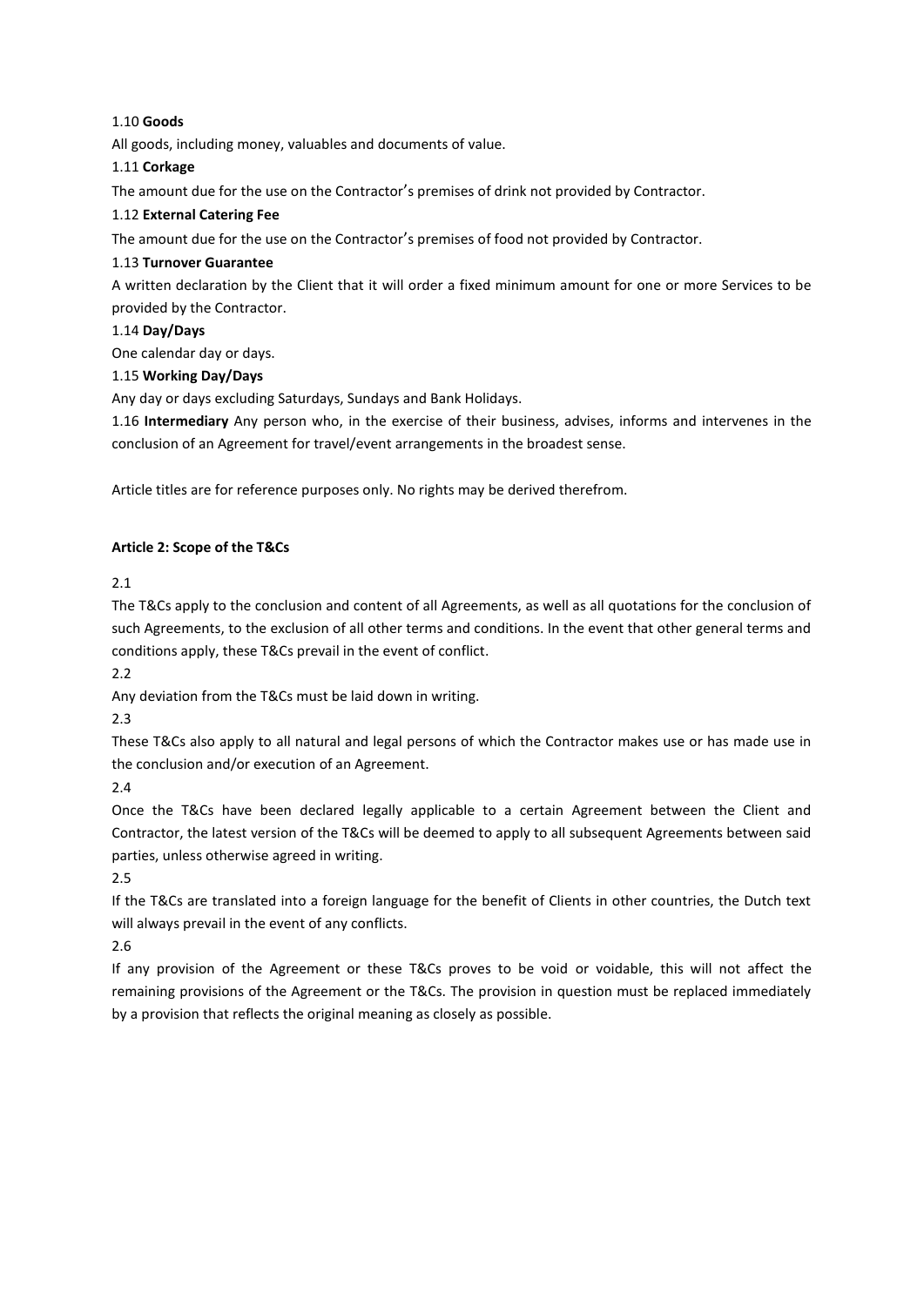1.10 **Goods**

All goods, including money, valuables and documents of value.

1.11 **Corkage**

The amount due for the use on the Contractor's premises of drink not provided by Contractor.

1.12 **External Catering Fee**

The amount due for the use on the Contractor's premises of food not provided by Contractor.

1.13 **Turnover Guarantee**

A written declaration by the Client that it will order a fixed minimum amount for one or more Services to be provided by the Contractor.

1.14 **Day/Days**

One calendar day or days.

1.15 **Working Day/Days**

Any day or days excluding Saturdays, Sundays and Bank Holidays.

1.16 **Intermediary** Any person who, in the exercise of their business, advises, informs and intervenes in the conclusion of an Agreement for travel/event arrangements in the broadest sense.

Article titles are for reference purposes only. No rights may be derived therefrom.

**Article 2: Scope of the T&Cs**

2.1

The T&Cs apply to the conclusion and content of all Agreements, as well as all quotations for the conclusion of such Agreements, to the exclusion of all other terms and conditions. In the event that other general terms and conditions apply, these T&Cs prevail in the event of conflict.

2.2

Any deviation from the T&Cs must be laid down in writing.

2.3

These T&Cs also apply to all natural and legal persons of which the Contractor makes use or has made use in the conclusion and/or execution of an Agreement.

2.4

Once the T&Cs have been declared legally applicable to a certain Agreement between the Client and Contractor, the latest version of the T&Cs will be deemed to apply to all subsequent Agreements between said parties, unless otherwise agreed in writing.

2.5

If the T&Cs are translated into a foreign language for the benefit of Clients in other countries, the Dutch text will always prevail in the event of any conflicts.

2.6

If any provision of the Agreement or these T&Cs proves to be void or voidable, this will not affect the remaining provisions of the Agreement or the T&Cs. The provision in question must be replaced immediately by a provision that reflects the original meaning as closely as possible.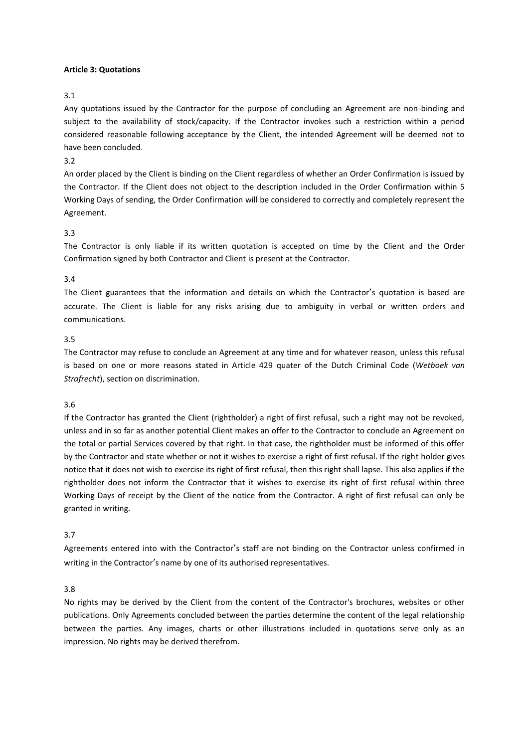**Article 3: Quotations**

3.1

Any quotations issued by the Contractor for the purpose of concluding an Agreement are non-binding and subject to the availability of stock/capacity. If the Contractor invokes such a restriction within a period considered reasonable following acceptance by the Client, the intended Agreement will be deemed not to have been concluded.

3.2

An order placed by the Client is binding on the Client regardless of whether an Order Confirmation is issued by the Contractor. If the Client does not object to the description included in the Order Confirmation within 5 Working Days of sending, the Order Confirmation will be considered to correctly and completely represent the Agreement.

3.3

The Contractor is only liable if its written quotation is accepted on time by the Client and the Order Confirmation signed by both Contractor and Client is present at the Contractor.

3.4

The Client guarantees that the information and details on which the Contractor's quotation is based are accurate. The Client is liable for any risks arising due to ambiguity in verbal or written orders and communications.

3.5

The Contractor may refuse to conclude an Agreement at any time and for whatever reason, unless this refusal is based on one or more reasons stated in Article 429 quater of the Dutch Criminal Code (*Wetboek van Strafrecht*), section on discrimination.

3.6

If the Contractor has granted the Client (rightholder) a right of first refusal, such a right may not be revoked, unless and in so far as another potential Client makes an offer to the Contractor to conclude an Agreement on the total or partial Services covered by that right. In that case, the rightholder must be informed of this offer by the Contractor and state whether or not it wishes to exercise a right of first refusal. If the right holder gives notice that it does not wish to exercise its right of first refusal, then this right shall lapse. This also applies if the rightholder does not inform the Contractor that it wishes to exercise its right of first refusal within three Working Days of receipt by the Client of the notice from the Contractor. A right of first refusal can only be granted in writing.

3.7

Agreements entered into with the Contractor's staff are not binding on the Contractor unless confirmed in writing in the Contractor's name by one of its authorised representatives.

3.8

No rights may be derived by the Client from the content of the Contractor's brochures, websites or other publications. Only Agreements concluded between the parties determine the content of the legal relationship between the parties. Any images, charts or other illustrations included in quotations serve only as an impression. No rights may be derived therefrom.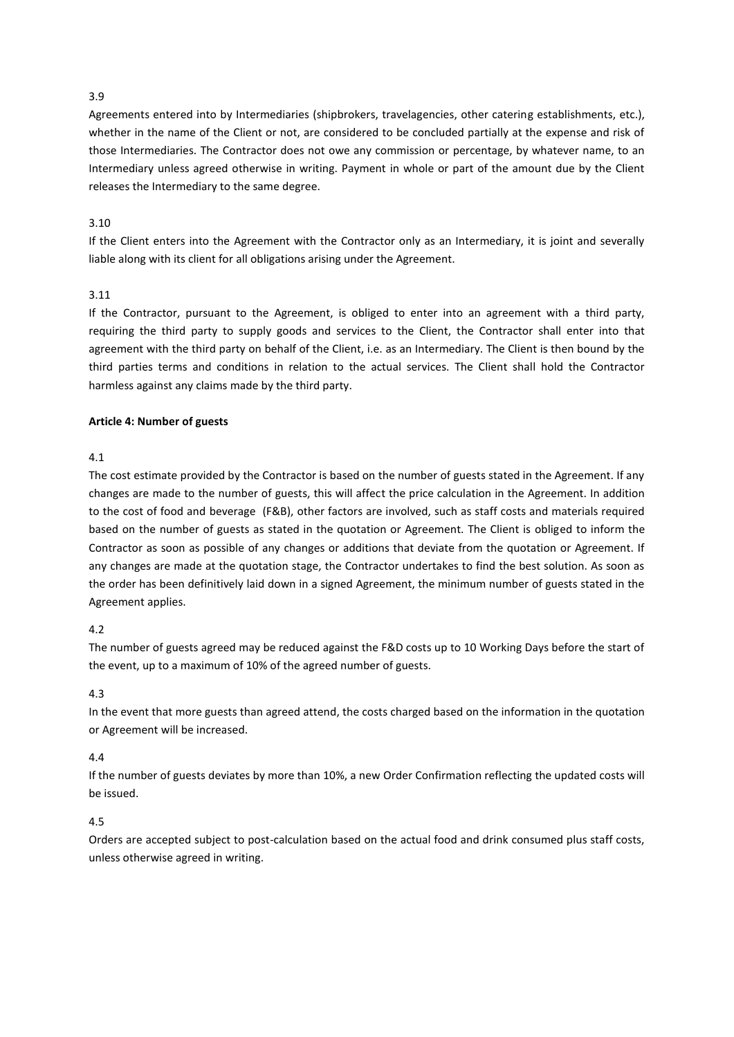3.9

Agreements entered into by Intermediaries (shipbrokers, travelagencies, other catering establishments, etc.), whether in the name of the Client or not, are considered to be concluded partially at the expense and risk of those Intermediaries. The Contractor does not owe any commission or percentage, by whatever name, to an Intermediary unless agreed otherwise in writing. Payment in whole or part of the amount due by the Client releases the Intermediary to the same degree.

3.10

If the Client enters into the Agreement with the Contractor only as an Intermediary, it is joint and severally liable along with its client for all obligations arising under the Agreement.

3.11

If the Contractor, pursuant to the Agreement, is obliged to enter into an agreement with a third party, requiring the third party to supply goods and services to the Client, the Contractor shall enter into that agreement with the third party on behalf of the Client, i.e. as an Intermediary. The Client is then bound by the third parties terms and conditions in relation to the actual services. The Client shall hold the Contractor harmless against any claims made by the third party.

**Article 4: Number of guests**

4.1

The cost estimate provided by the Contractor is based on the number of guests stated in the Agreement. If any changes are made to the number of guests, this will affect the price calculation in the Agreement. In addition to the cost of food and beverage (F&B), other factors are involved, such as staff costs and materials required based on the number of guests as stated in the quotation or Agreement. The Client is obliged to inform the Contractor as soon as possible of any changes or additions that deviate from the quotation or Agreement. If any changes are made at the quotation stage, the Contractor undertakes to find the best solution. As soon as the order has been definitively laid down in a signed Agreement, the minimum number of guests stated in the Agreement applies.

4.2

The number of guests agreed may be reduced against the F&D costs up to 10 Working Days before the start of the event, up to a maximum of 10% of the agreed number of guests.

4.3

In the event that more guests than agreed attend, the costs charged based on the information in the quotation or Agreement will be increased.

4.4

If the number of guests deviates by more than 10%, a new Order Confirmation reflecting the updated costs will be issued.

4.5

Orders are accepted subject to post-calculation based on the actual food and drink consumed plus staff costs, unless otherwise agreed in writing.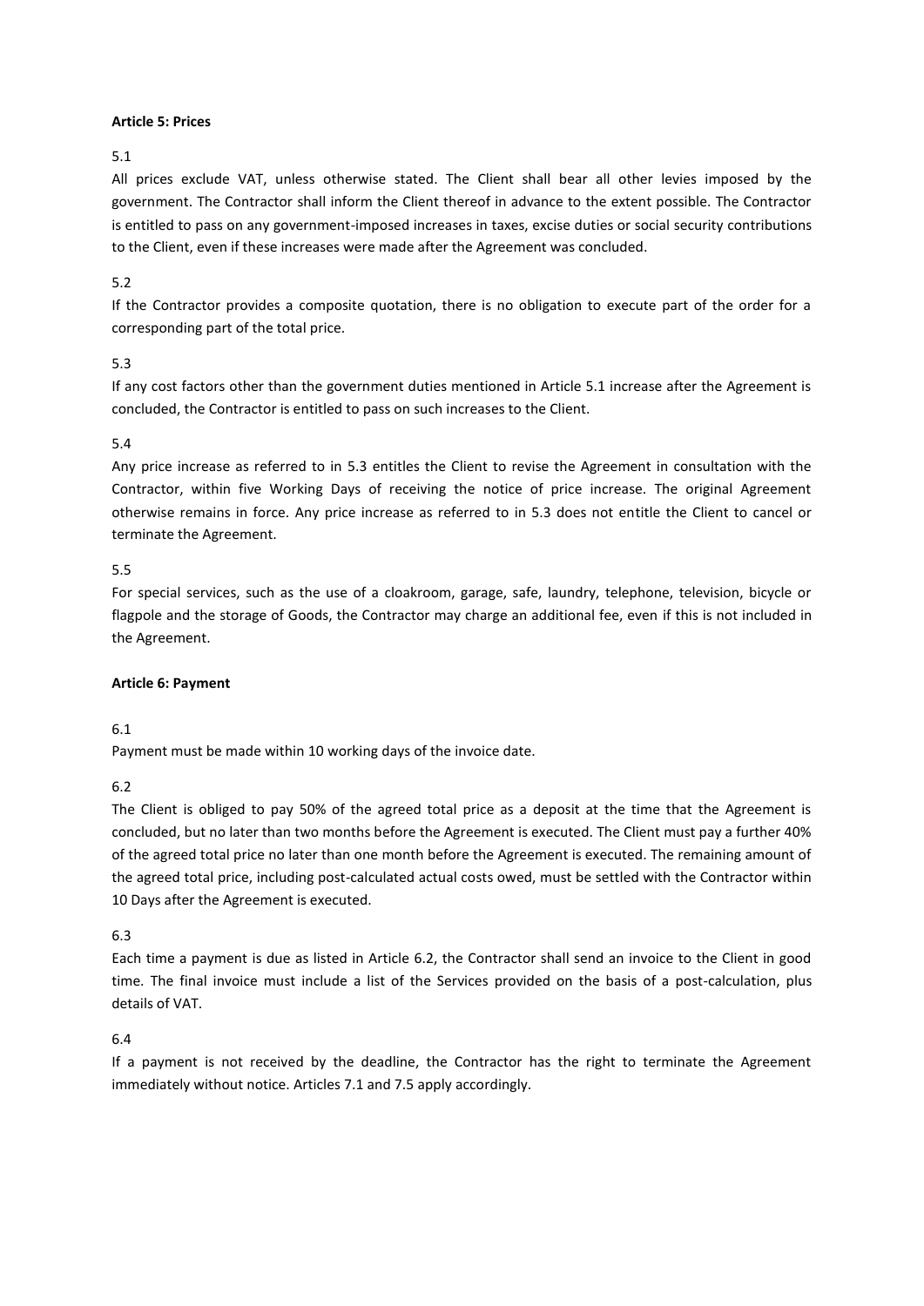**Article 5: Prices**

5.1

All prices exclude VAT, unless otherwise stated. The Client shall bear all other levies imposed by the government. The Contractor shall inform the Client thereof in advance to the extent possible. The Contractor is entitled to pass on any government-imposed increases in taxes, excise duties or social security contributions to the Client, even if these increases were made after the Agreement was concluded.

5.2

If the Contractor provides a composite quotation, there is no obligation to execute part of the order for a corresponding part of the total price.

5.3

If any cost factors other than the government duties mentioned in Article 5.1 increase after the Agreement is concluded, the Contractor is entitled to pass on such increases to the Client.

5.4

Any price increase as referred to in 5.3 entitles the Client to revise the Agreement in consultation with the Contractor, within five Working Days of receiving the notice of price increase. The original Agreement otherwise remains in force. Any price increase as referred to in 5.3 does not entitle the Client to cancel or terminate the Agreement.

5.5

For special services, such as the use of a cloakroom, garage, safe, laundry, telephone, television, bicycle or flagpole and the storage of Goods, the Contractor may charge an additional fee, even if this is not included in the Agreement.

**Article 6: Payment**

6.1

Payment must be made within 10 working days of the invoice date.

6.2

The Client is obliged to pay 50% of the agreed total price as a deposit at the time that the Agreement is concluded, but no later than two months before the Agreement is executed. The Client must pay a further 40% of the agreed total price no later than one month before the Agreement is executed. The remaining amount of the agreed total price, including post-calculated actual costs owed, must be settled with the Contractor within 10 Days after the Agreement is executed.

6.3

Each time a payment is due as listed in Article 6.2, the Contractor shall send an invoice to the Client in good time. The final invoice must include a list of the Services provided on the basis of a post-calculation, plus details of VAT.

6.4

If a payment is not received by the deadline, the Contractor has the right to terminate the Agreement immediately without notice. Articles 7.1 and 7.5 apply accordingly.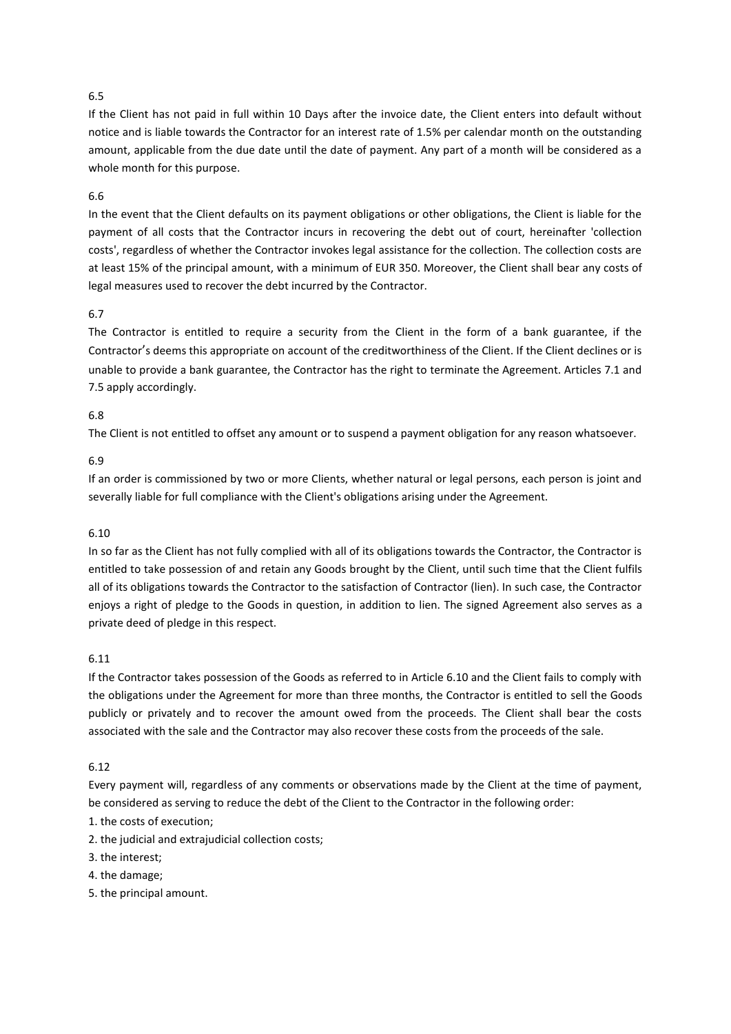6.5

If the Client has not paid in full within 10 Days after the invoice date, the Client enters into default without notice and is liable towards the Contractor for an interest rate of 1.5% per calendar month on the outstanding amount, applicable from the due date until the date of payment. Any part of a month will be considered as a whole month for this purpose.

6.6

In the event that the Client defaults on its payment obligations or other obligations, the Client is liable for the payment of all costs that the Contractor incurs in recovering the debt out of court, hereinafter 'collection costs', regardless of whether the Contractor invokes legal assistance for the collection. The collection costs are at least 15% of the principal amount, with a minimum of EUR 350. Moreover, the Client shall bear any costs of legal measures used to recover the debt incurred by the Contractor.

6.7

The Contractor is entitled to require a security from the Client in the form of a bank guarantee, if the Contractor's deems this appropriate on account of the creditworthiness of the Client. If the Client declines or is unable to provide a bank guarantee, the Contractor has the right to terminate the Agreement. Articles 7.1 and 7.5 apply accordingly.

6.8

The Client is not entitled to offset any amount or to suspend a payment obligation for any reason whatsoever.

6.9

If an order is commissioned by two or more Clients, whether natural or legal persons, each person is joint and severally liable for full compliance with the Client's obligations arising under the Agreement.

6.10

In so far as the Client has not fully complied with all of its obligations towards the Contractor, the Contractor is entitled to take possession of and retain any Goods brought by the Client, until such time that the Client fulfils all of its obligations towards the Contractor to the satisfaction of Contractor (lien). In such case, the Contractor enjoys a right of pledge to the Goods in question, in addition to lien. The signed Agreement also serves as a private deed of pledge in this respect.

6.11

If the Contractor takes possession of the Goods as referred to in Article 6.10 and the Client fails to comply with the obligations under the Agreement for more than three months, the Contractor is entitled to sell the Goods publicly or privately and to recover the amount owed from the proceeds. The Client shall bear the costs associated with the sale and the Contractor may also recover these costs from the proceeds of the sale.

6.12

Every payment will, regardless of any comments or observations made by the Client at the time of payment, be considered as serving to reduce the debt of the Client to the Contractor in the following order:

1. the costs of execution;
2. the judicial and extrajudicial collection costs;
3. the interest;
4. the damage;
5. the principal amount.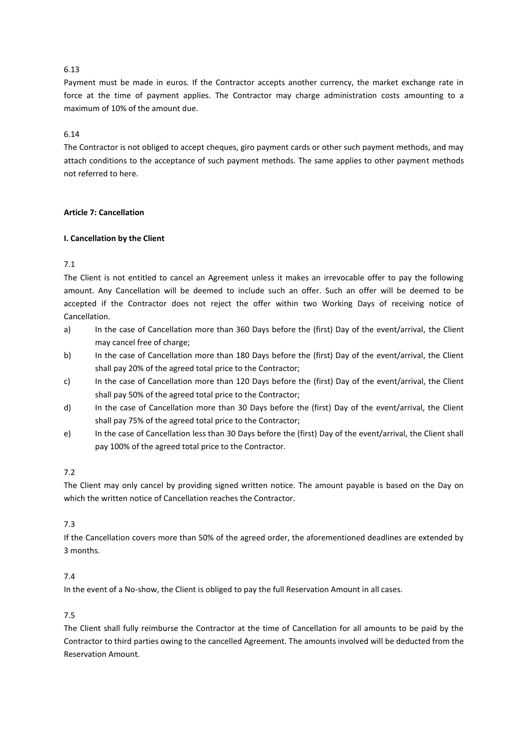6.13

Payment must be made in euros. If the Contractor accepts another currency, the market exchange rate in force at the time of payment applies. The Contractor may charge administration costs amounting to a maximum of 10% of the amount due.

6.14

The Contractor is not obliged to accept cheques, giro payment cards or other such payment methods, and may attach conditions to the acceptance of such payment methods. The same applies to other payment methods not referred to here.

**Article 7: Cancellation**

**I. Cancellation by the Client**

7.1

The Client is not entitled to cancel an Agreement unless it makes an irrevocable offer to pay the following amount. Any Cancellation will be deemed to include such an offer. Such an offer will be deemed to be accepted if the Contractor does not reject the offer within two Working Days of receiving notice of Cancellation.

a) In the case of Cancellation more than 360 Days before the (first) Day of the event/arrival, the Client may cancel free of charge;
b) In the case of Cancellation more than 180 Days before the (first) Day of the event/arrival, the Client shall pay 20% of the agreed total price to the Contractor;
c) In the case of Cancellation more than 120 Days before the (first) Day of the event/arrival, the Client shall pay 50% of the agreed total price to the Contractor;
d) In the case of Cancellation more than 30 Days before the (first) Day of the event/arrival, the Client shall pay 75% of the agreed total price to the Contractor;
e) In the case of Cancellation less than 30 Days before the (first) Day of the event/arrival, the Client shall pay 100% of the agreed total price to the Contractor.

7.2

The Client may only cancel by providing signed written notice. The amount payable is based on the Day on which the written notice of Cancellation reaches the Contractor.

7.3

If the Cancellation covers more than 50% of the agreed order, the aforementioned deadlines are extended by 3 months.

7.4

In the event of a No-show, the Client is obliged to pay the full Reservation Amount in all cases.

7.5

The Client shall fully reimburse the Contractor at the time of Cancellation for all amounts to be paid by the Contractor to third parties owing to the cancelled Agreement. The amounts involved will be deducted from the Reservation Amount.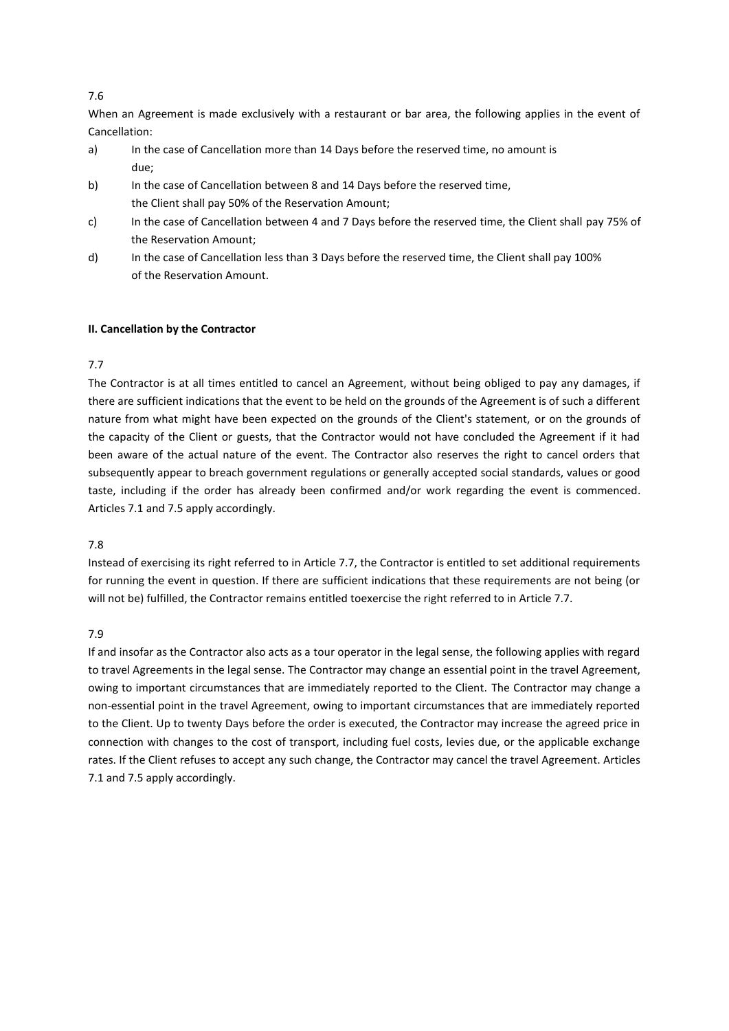7.6

When an Agreement is made exclusively with a restaurant or bar area, the following applies in the event of Cancellation:

a) In the case of Cancellation more than 14 Days before the reserved time, no amount is due;
b) In the case of Cancellation between 8 and 14 Days before the reserved time, the Client shall pay 50% of the Reservation Amount;
c) In the case of Cancellation between 4 and 7 Days before the reserved time, the Client shall pay 75% of the Reservation Amount;
d) In the case of Cancellation less than 3 Days before the reserved time, the Client shall pay 100% of the Reservation Amount.

**II. Cancellation by the Contractor**

7.7

The Contractor is at all times entitled to cancel an Agreement, without being obliged to pay any damages, if there are sufficient indications that the event to be held on the grounds of the Agreement is of such a different nature from what might have been expected on the grounds of the Client's statement, or on the grounds of the capacity of the Client or guests, that the Contractor would not have concluded the Agreement if it had been aware of the actual nature of the event. The Contractor also reserves the right to cancel orders that subsequently appear to breach government regulations or generally accepted social standards, values or good taste, including if the order has already been confirmed and/or work regarding the event is commenced. Articles 7.1 and 7.5 apply accordingly.

7.8

Instead of exercising its right referred to in Article 7.7, the Contractor is entitled to set additional requirements for running the event in question. If there are sufficient indications that these requirements are not being (or will not be) fulfilled, the Contractor remains entitled toexercise the right referred to in Article 7.7.

7.9

If and insofar as the Contractor also acts as a tour operator in the legal sense, the following applies with regard to travel Agreements in the legal sense. The Contractor may change an essential point in the travel Agreement, owing to important circumstances that are immediately reported to the Client. The Contractor may change a non-essential point in the travel Agreement, owing to important circumstances that are immediately reported to the Client. Up to twenty Days before the order is executed, the Contractor may increase the agreed price in connection with changes to the cost of transport, including fuel costs, levies due, or the applicable exchange rates. If the Client refuses to accept any such change, the Contractor may cancel the travel Agreement. Articles 7.1 and 7.5 apply accordingly.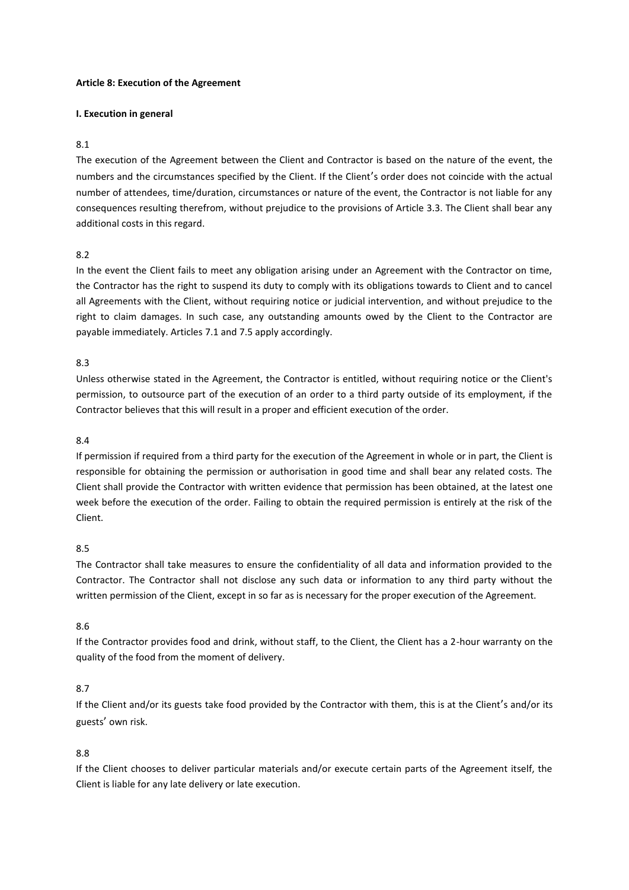**Article 8: Execution of the Agreement**

**I. Execution in general**

8.1

The execution of the Agreement between the Client and Contractor is based on the nature of the event, the numbers and the circumstances specified by the Client. If the Client's order does not coincide with the actual number of attendees, time/duration, circumstances or nature of the event, the Contractor is not liable for any consequences resulting therefrom, without prejudice to the provisions of Article 3.3. The Client shall bear any additional costs in this regard.

8.2

In the event the Client fails to meet any obligation arising under an Agreement with the Contractor on time, the Contractor has the right to suspend its duty to comply with its obligations towards to Client and to cancel all Agreements with the Client, without requiring notice or judicial intervention, and without prejudice to the right to claim damages. In such case, any outstanding amounts owed by the Client to the Contractor are payable immediately. Articles 7.1 and 7.5 apply accordingly.

8.3

Unless otherwise stated in the Agreement, the Contractor is entitled, without requiring notice or the Client's permission, to outsource part of the execution of an order to a third party outside of its employment, if the Contractor believes that this will result in a proper and efficient execution of the order.

8.4

If permission if required from a third party for the execution of the Agreement in whole or in part, the Client is responsible for obtaining the permission or authorisation in good time and shall bear any related costs. The Client shall provide the Contractor with written evidence that permission has been obtained, at the latest one week before the execution of the order. Failing to obtain the required permission is entirely at the risk of the Client.

8.5

The Contractor shall take measures to ensure the confidentiality of all data and information provided to the Contractor. The Contractor shall not disclose any such data or information to any third party without the written permission of the Client, except in so far as is necessary for the proper execution of the Agreement.

8.6

If the Contractor provides food and drink, without staff, to the Client, the Client has a 2-hour warranty on the quality of the food from the moment of delivery.

8.7

If the Client and/or its guests take food provided by the Contractor with them, this is at the Client's and/or its guests' own risk.

8.8

If the Client chooses to deliver particular materials and/or execute certain parts of the Agreement itself, the Client is liable for any late delivery or late execution.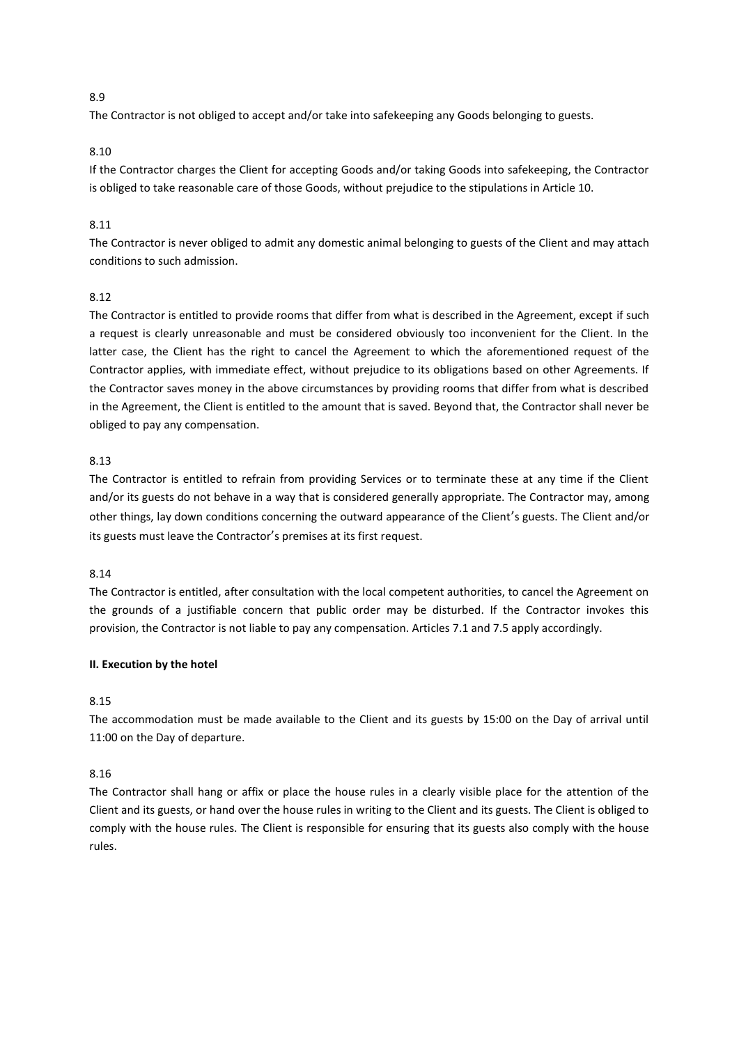8.9

The Contractor is not obliged to accept and/or take into safekeeping any Goods belonging to guests.

8.10

If the Contractor charges the Client for accepting Goods and/or taking Goods into safekeeping, the Contractor is obliged to take reasonable care of those Goods, without prejudice to the stipulations in Article 10.

8.11

The Contractor is never obliged to admit any domestic animal belonging to guests of the Client and may attach conditions to such admission.

8.12

The Contractor is entitled to provide rooms that differ from what is described in the Agreement, except if such a request is clearly unreasonable and must be considered obviously too inconvenient for the Client. In the latter case, the Client has the right to cancel the Agreement to which the aforementioned request of the Contractor applies, with immediate effect, without prejudice to its obligations based on other Agreements. If the Contractor saves money in the above circumstances by providing rooms that differ from what is described in the Agreement, the Client is entitled to the amount that is saved. Beyond that, the Contractor shall never be obliged to pay any compensation.

8.13

The Contractor is entitled to refrain from providing Services or to terminate these at any time if the Client and/or its guests do not behave in a way that is considered generally appropriate. The Contractor may, among other things, lay down conditions concerning the outward appearance of the Client's guests. The Client and/or its guests must leave the Contractor's premises at its first request.

8.14

The Contractor is entitled, after consultation with the local competent authorities, to cancel the Agreement on the grounds of a justifiable concern that public order may be disturbed. If the Contractor invokes this provision, the Contractor is not liable to pay any compensation. Articles 7.1 and 7.5 apply accordingly.

**II. Execution by the hotel**

8.15

The accommodation must be made available to the Client and its guests by 15:00 on the Day of arrival until 11:00 on the Day of departure.

8.16

The Contractor shall hang or affix or place the house rules in a clearly visible place for the attention of the Client and its guests, or hand over the house rules in writing to the Client and its guests. The Client is obliged to comply with the house rules. The Client is responsible for ensuring that its guests also comply with the house rules.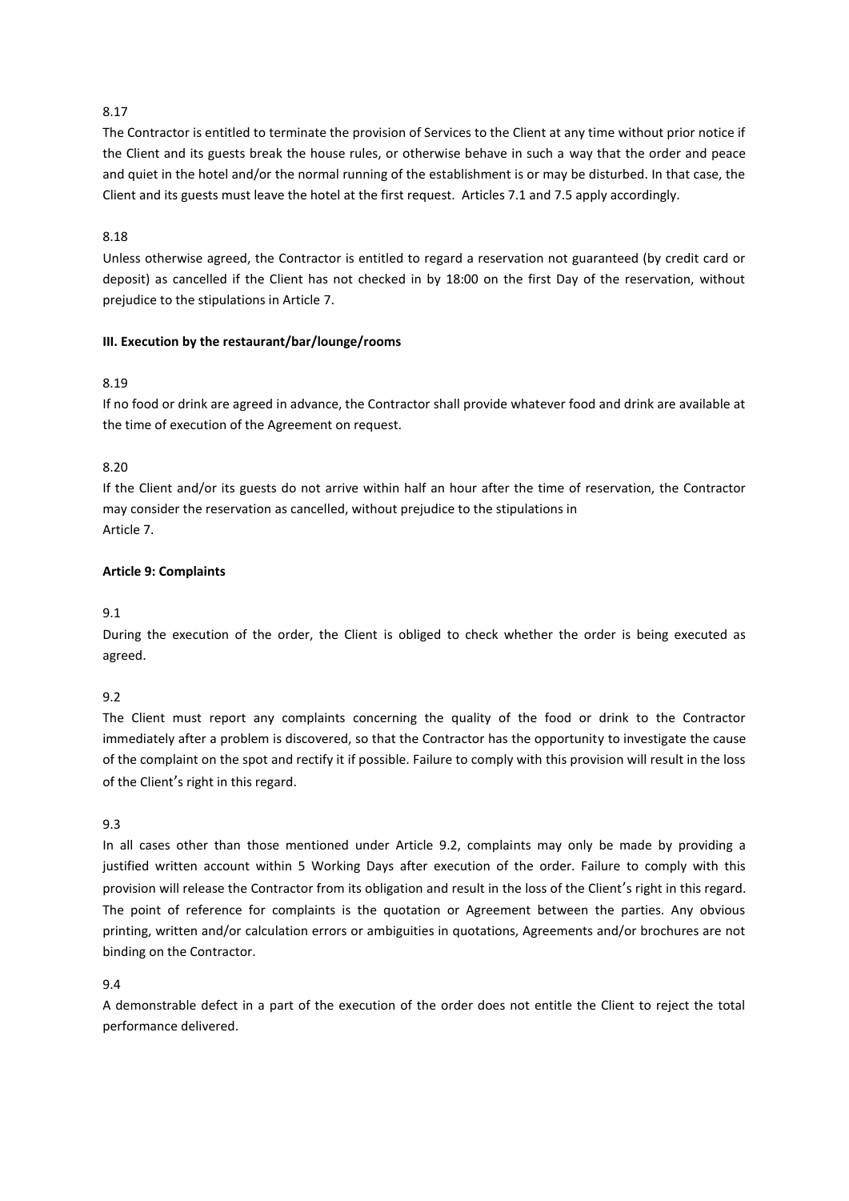8.17

The Contractor is entitled to terminate the provision of Services to the Client at any time without prior notice if the Client and its guests break the house rules, or otherwise behave in such a way that the order and peace and quiet in the hotel and/or the normal running of the establishment is or may be disturbed. In that case, the Client and its guests must leave the hotel at the first request. Articles 7.1 and 7.5 apply accordingly.

8.18

Unless otherwise agreed, the Contractor is entitled to regard a reservation not guaranteed (by credit card or deposit) as cancelled if the Client has not checked in by 18:00 on the first Day of the reservation, without prejudice to the stipulations in Article 7.

**III. Execution by the restaurant/bar/lounge/rooms**

8.19

If no food or drink are agreed in advance, the Contractor shall provide whatever food and drink are available at the time of execution of the Agreement on request.

8.20

If the Client and/or its guests do not arrive within half an hour after the time of reservation, the Contractor may consider the reservation as cancelled, without prejudice to the stipulations in Article 7.

**Article 9: Complaints**

9.1

During the execution of the order, the Client is obliged to check whether the order is being executed as agreed.

9.2

The Client must report any complaints concerning the quality of the food or drink to the Contractor immediately after a problem is discovered, so that the Contractor has the opportunity to investigate the cause of the complaint on the spot and rectify it if possible. Failure to comply with this provision will result in the loss of the Client's right in this regard.

9.3

In all cases other than those mentioned under Article 9.2, complaints may only be made by providing a justified written account within 5 Working Days after execution of the order. Failure to comply with this provision will release the Contractor from its obligation and result in the loss of the Client's right in this regard. The point of reference for complaints is the quotation or Agreement between the parties. Any obvious printing, written and/or calculation errors or ambiguities in quotations, Agreements and/or brochures are not binding on the Contractor.

9.4

A demonstrable defect in a part of the execution of the order does not entitle the Client to reject the total performance delivered.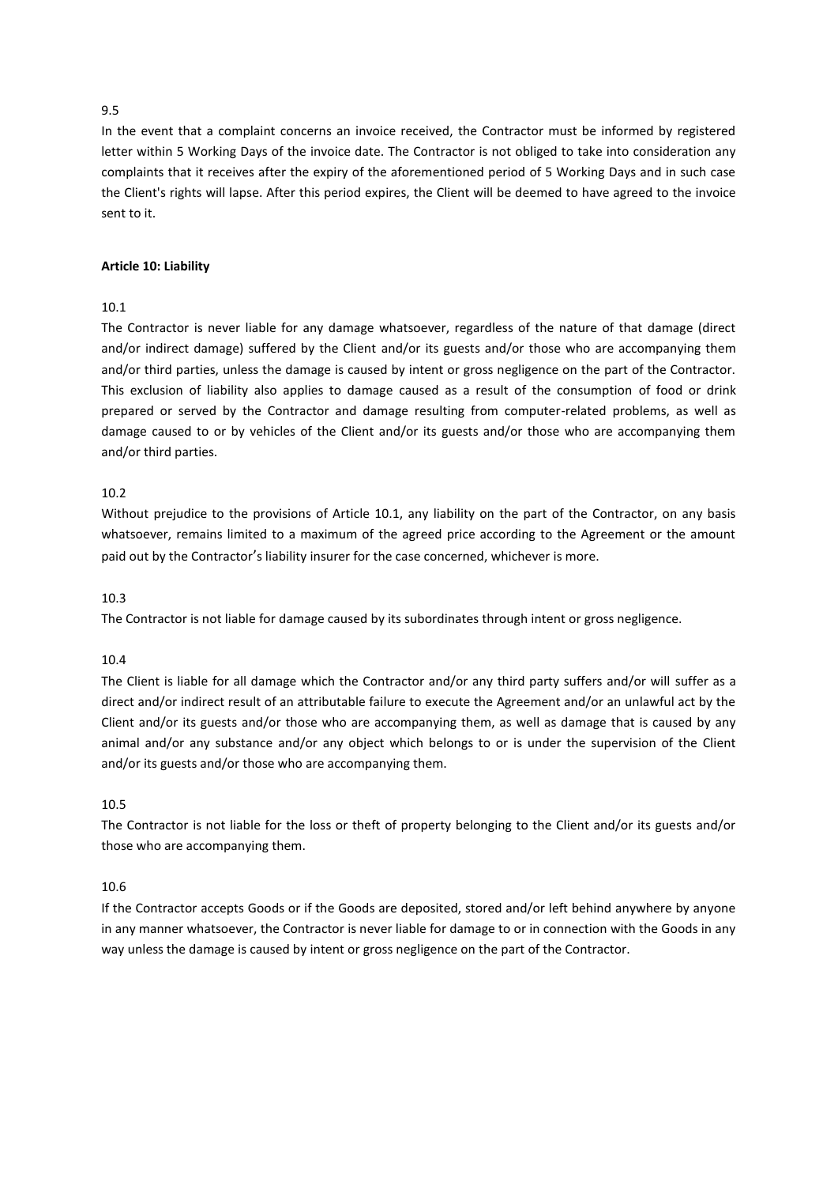9.5

In the event that a complaint concerns an invoice received, the Contractor must be informed by registered letter within 5 Working Days of the invoice date. The Contractor is not obliged to take into consideration any complaints that it receives after the expiry of the aforementioned period of 5 Working Days and in such case the Client's rights will lapse. After this period expires, the Client will be deemed to have agreed to the invoice sent to it.

**Article 10: Liability**

10.1

The Contractor is never liable for any damage whatsoever, regardless of the nature of that damage (direct and/or indirect damage) suffered by the Client and/or its guests and/or those who are accompanying them and/or third parties, unless the damage is caused by intent or gross negligence on the part of the Contractor. This exclusion of liability also applies to damage caused as a result of the consumption of food or drink prepared or served by the Contractor and damage resulting from computer-related problems, as well as damage caused to or by vehicles of the Client and/or its guests and/or those who are accompanying them and/or third parties.

10.2

Without prejudice to the provisions of Article 10.1, any liability on the part of the Contractor, on any basis whatsoever, remains limited to a maximum of the agreed price according to the Agreement or the amount paid out by the Contractor's liability insurer for the case concerned, whichever is more.

10.3

The Contractor is not liable for damage caused by its subordinates through intent or gross negligence.

10.4

The Client is liable for all damage which the Contractor and/or any third party suffers and/or will suffer as a direct and/or indirect result of an attributable failure to execute the Agreement and/or an unlawful act by the Client and/or its guests and/or those who are accompanying them, as well as damage that is caused by any animal and/or any substance and/or any object which belongs to or is under the supervision of the Client and/or its guests and/or those who are accompanying them.

10.5

The Contractor is not liable for the loss or theft of property belonging to the Client and/or its guests and/or those who are accompanying them.

10.6

If the Contractor accepts Goods or if the Goods are deposited, stored and/or left behind anywhere by anyone in any manner whatsoever, the Contractor is never liable for damage to or in connection with the Goods in any way unless the damage is caused by intent or gross negligence on the part of the Contractor.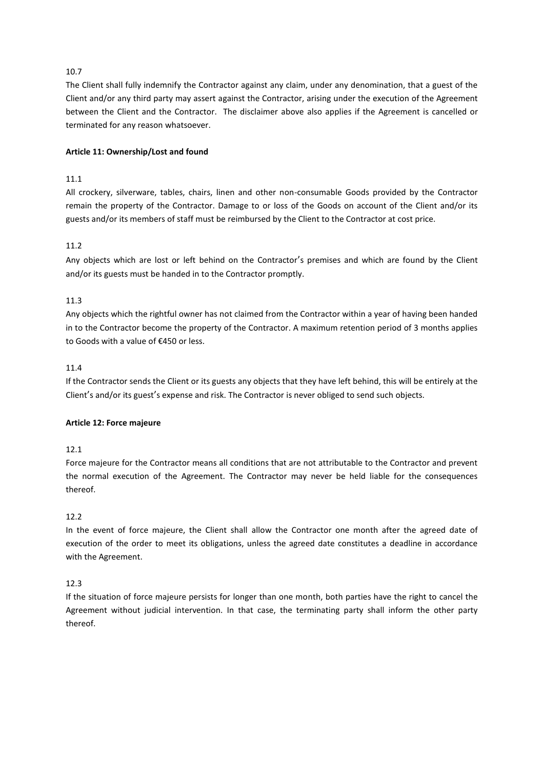10.7

The Client shall fully indemnify the Contractor against any claim, under any denomination, that a guest of the Client and/or any third party may assert against the Contractor, arising under the execution of the Agreement between the Client and the Contractor. The disclaimer above also applies if the Agreement is cancelled or terminated for any reason whatsoever.

**Article 11: Ownership/Lost and found**

11.1

All crockery, silverware, tables, chairs, linen and other non-consumable Goods provided by the Contractor remain the property of the Contractor. Damage to or loss of the Goods on account of the Client and/or its guests and/or its members of staff must be reimbursed by the Client to the Contractor at cost price.

11.2

Any objects which are lost or left behind on the Contractor's premises and which are found by the Client and/or its guests must be handed in to the Contractor promptly.

11.3

Any objects which the rightful owner has not claimed from the Contractor within a year of having been handed in to the Contractor become the property of the Contractor. A maximum retention period of 3 months applies to Goods with a value of €450 or less.

11.4

If the Contractor sends the Client or its guests any objects that they have left behind, this will be entirely at the Client's and/or its guest's expense and risk. The Contractor is never obliged to send such objects.

**Article 12: Force majeure**

12.1

Force majeure for the Contractor means all conditions that are not attributable to the Contractor and prevent the normal execution of the Agreement. The Contractor may never be held liable for the consequences thereof.

12.2

In the event of force majeure, the Client shall allow the Contractor one month after the agreed date of execution of the order to meet its obligations, unless the agreed date constitutes a deadline in accordance with the Agreement.

12.3

If the situation of force majeure persists for longer than one month, both parties have the right to cancel the Agreement without judicial intervention. In that case, the terminating party shall inform the other party thereof.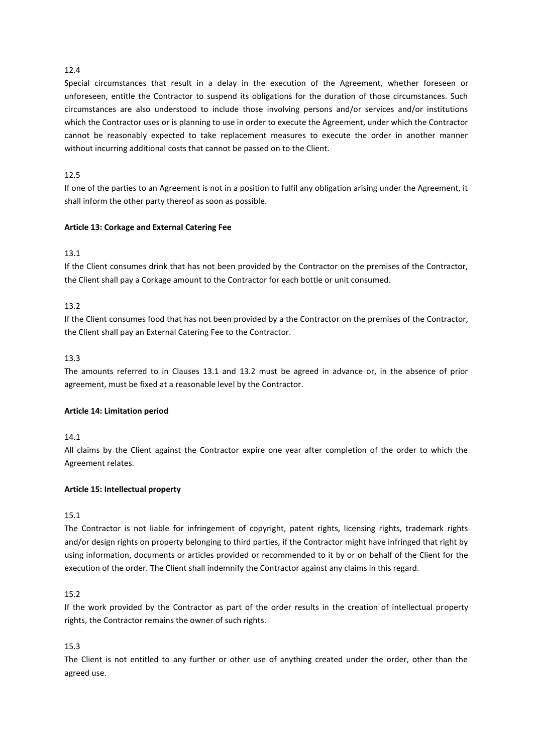12.4

Special circumstances that result in a delay in the execution of the Agreement, whether foreseen or unforeseen, entitle the Contractor to suspend its obligations for the duration of those circumstances. Such circumstances are also understood to include those involving persons and/or services and/or institutions which the Contractor uses or is planning to use in order to execute the Agreement, under which the Contractor cannot be reasonably expected to take replacement measures to execute the order in another manner without incurring additional costs that cannot be passed on to the Client.

12.5

If one of the parties to an Agreement is not in a position to fulfil any obligation arising under the Agreement, it shall inform the other party thereof as soon as possible.

**Article 13: Corkage and External Catering Fee**

13.1

If the Client consumes drink that has not been provided by the Contractor on the premises of the Contractor, the Client shall pay a Corkage amount to the Contractor for each bottle or unit consumed.

13.2

If the Client consumes food that has not been provided by a the Contractor on the premises of the Contractor, the Client shall pay an External Catering Fee to the Contractor.

13.3

The amounts referred to in Clauses 13.1 and 13.2 must be agreed in advance or, in the absence of prior agreement, must be fixed at a reasonable level by the Contractor.

**Article 14: Limitation period**

14.1

All claims by the Client against the Contractor expire one year after completion of the order to which the Agreement relates.

**Article 15: Intellectual property**

15.1

The Contractor is not liable for infringement of copyright, patent rights, licensing rights, trademark rights and/or design rights on property belonging to third parties, if the Contractor might have infringed that right by using information, documents or articles provided or recommended to it by or on behalf of the Client for the execution of the order. The Client shall indemnify the Contractor against any claims in this regard.

15.2

If the work provided by the Contractor as part of the order results in the creation of intellectual property rights, the Contractor remains the owner of such rights.

15.3

The Client is not entitled to any further or other use of anything created under the order, other than the agreed use.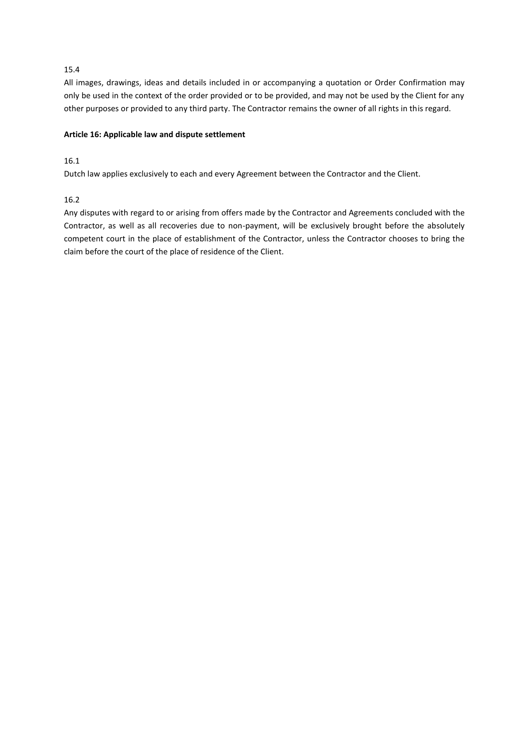15.4

All images, drawings, ideas and details included in or accompanying a quotation or Order Confirmation may only be used in the context of the order provided or to be provided, and may not be used by the Client for any other purposes or provided to any third party. The Contractor remains the owner of all rights in this regard.

**Article 16: Applicable law and dispute settlement**

16.1

Dutch law applies exclusively to each and every Agreement between the Contractor and the Client.

16.2

Any disputes with regard to or arising from offers made by the Contractor and Agreements concluded with the Contractor, as well as all recoveries due to non-payment, will be exclusively brought before the absolutely competent court in the place of establishment of the Contractor, unless the Contractor chooses to bring the claim before the court of the place of residence of the Client.